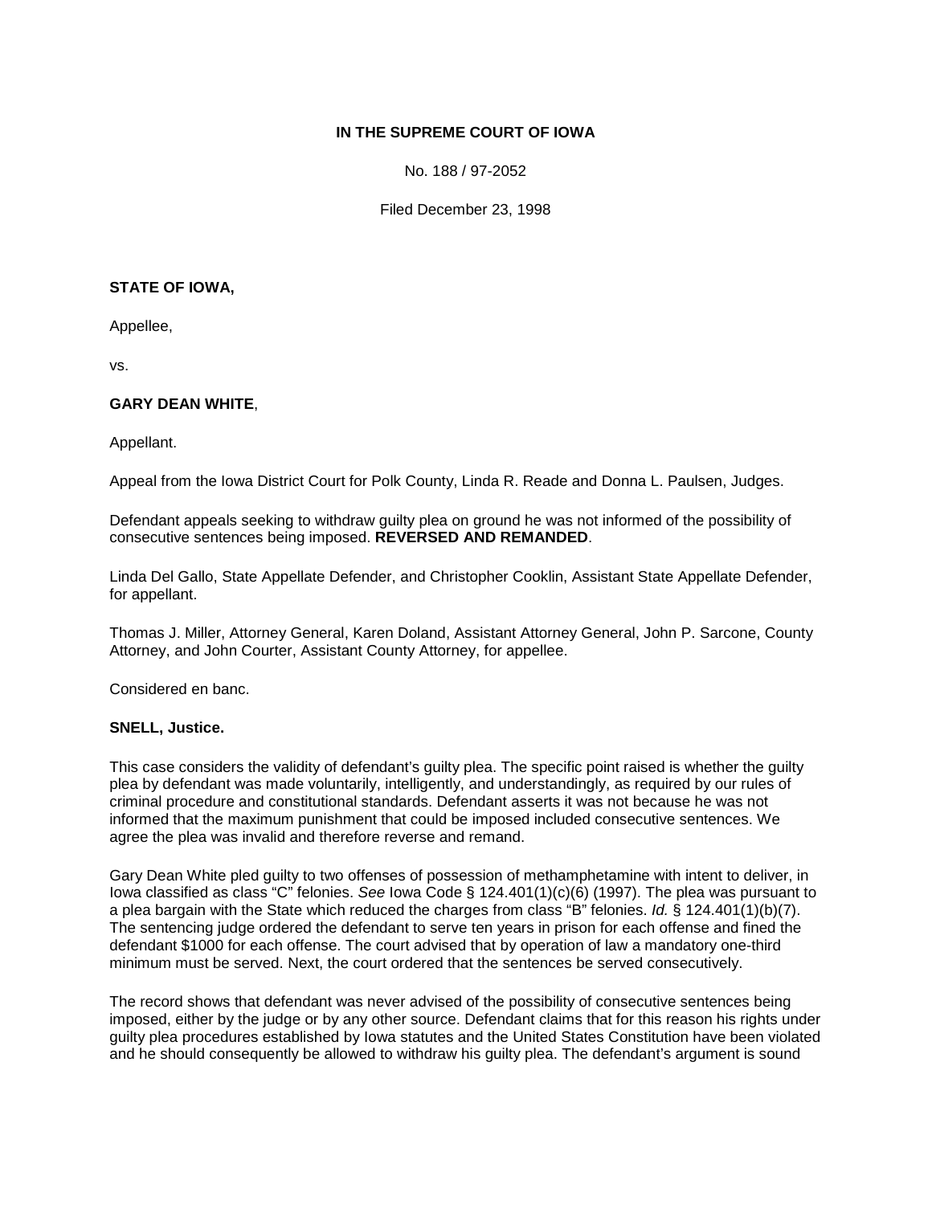**IN THE SUPREME COURT OF IOWA**

No. 188 / 97-2052

Filed December 23, 1998

**STATE OF IOWA,**

Appellee,

vs.

**GARY DEAN WHITE**,

Appellant.

Appeal from the Iowa District Court for Polk County, Linda R. Reade and Donna L. Paulsen, Judges.

Defendant appeals seeking to withdraw guilty plea on ground he was not informed of the possibility of consecutive sentences being imposed. **REVERSED AND REMANDED**.

Linda Del Gallo, State Appellate Defender, and Christopher Cooklin, Assistant State Appellate Defender, for appellant.

Thomas J. Miller, Attorney General, Karen Doland, Assistant Attorney General, John P. Sarcone, County Attorney, and John Courter, Assistant County Attorney, for appellee.

Considered en banc.

**SNELL, Justice.**

This case considers the validity of defendant's guilty plea. The specific point raised is whether the guilty plea by defendant was made voluntarily, intelligently, and understandingly, as required by our rules of criminal procedure and constitutional standards. Defendant asserts it was not because he was not informed that the maximum punishment that could be imposed included consecutive sentences. We agree the plea was invalid and therefore reverse and remand.

Gary Dean White pled guilty to two offenses of possession of methamphetamine with intent to deliver, in Iowa classified as class "C" felonies. *See* Iowa Code § 124.401(1)(c)(6) (1997). The plea was pursuant to a plea bargain with the State which reduced the charges from class "B" felonies. *Id.* § 124.401(1)(b)(7). The sentencing judge ordered the defendant to serve ten years in prison for each offense and fined the defendant $1000 for each offense. The court advised that by operation of law a mandatory one-third minimum must be served. Next, the court ordered that the sentences be served consecutively.

The record shows that defendant was never advised of the possibility of consecutive sentences being imposed, either by the judge or by any other source. Defendant claims that for this reason his rights under guilty plea procedures established by Iowa statutes and the United States Constitution have been violated and he should consequently be allowed to withdraw his guilty plea. The defendant's argument is sound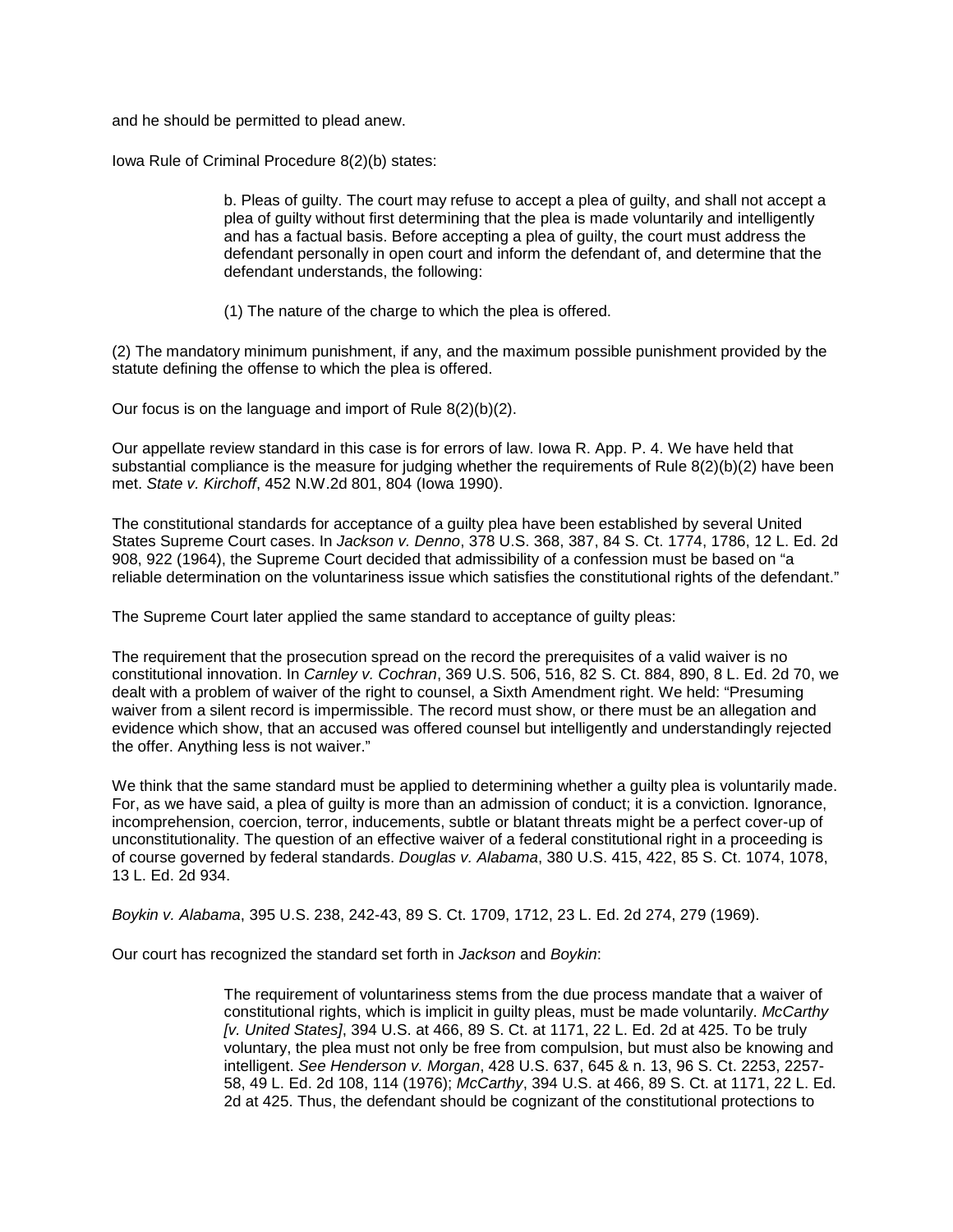and he should be permitted to plead anew.

Iowa Rule of Criminal Procedure 8(2)(b) states:

> b. Pleas of guilty. The court may refuse to accept a plea of guilty, and shall not accept a plea of guilty without first determining that the plea is made voluntarily and intelligently and has a factual basis. Before accepting a plea of guilty, the court must address the defendant personally in open court and inform the defendant of, and determine that the defendant understands, the following:
>
> (1) The nature of the charge to which the plea is offered.

(2) The mandatory minimum punishment, if any, and the maximum possible punishment provided by the statute defining the offense to which the plea is offered.

Our focus is on the language and import of Rule 8(2)(b)(2).

Our appellate review standard in this case is for errors of law. Iowa R. App. P. 4. We have held that substantial compliance is the measure for judging whether the requirements of Rule 8(2)(b)(2) have been met. *State v. Kirchoff*, 452 N.W.2d 801, 804 (Iowa 1990).

The constitutional standards for acceptance of a guilty plea have been established by several United States Supreme Court cases. In *Jackson v. Denno*, 378 U.S. 368, 387, 84 S. Ct. 1774, 1786, 12 L. Ed. 2d 908, 922 (1964), the Supreme Court decided that admissibility of a confession must be based on "a reliable determination on the voluntariness issue which satisfies the constitutional rights of the defendant."

The Supreme Court later applied the same standard to acceptance of guilty pleas:

The requirement that the prosecution spread on the record the prerequisites of a valid waiver is no constitutional innovation. In *Carnley v. Cochran*, 369 U.S. 506, 516, 82 S. Ct. 884, 890, 8 L. Ed. 2d 70, we dealt with a problem of waiver of the right to counsel, a Sixth Amendment right. We held: "Presuming waiver from a silent record is impermissible. The record must show, or there must be an allegation and evidence which show, that an accused was offered counsel but intelligently and understandingly rejected the offer. Anything less is not waiver."

We think that the same standard must be applied to determining whether a guilty plea is voluntarily made. For, as we have said, a plea of guilty is more than an admission of conduct; it is a conviction. Ignorance, incomprehension, coercion, terror, inducements, subtle or blatant threats might be a perfect cover-up of unconstitutionality. The question of an effective waiver of a federal constitutional right in a proceeding is of course governed by federal standards. *Douglas v. Alabama*, 380 U.S. 415, 422, 85 S. Ct. 1074, 1078, 13 L. Ed. 2d 934.

*Boykin v. Alabama*, 395 U.S. 238, 242-43, 89 S. Ct. 1709, 1712, 23 L. Ed. 2d 274, 279 (1969).

Our court has recognized the standard set forth in *Jackson* and *Boykin*:

> The requirement of voluntariness stems from the due process mandate that a waiver of constitutional rights, which is implicit in guilty pleas, must be made voluntarily. *McCarthy [v. United States]*, 394 U.S. at 466, 89 S. Ct. at 1171, 22 L. Ed. 2d at 425. To be truly voluntary, the plea must not only be free from compulsion, but must also be knowing and intelligent. *See Henderson v. Morgan*, 428 U.S. 637, 645 & n. 13, 96 S. Ct. 2253, 2257-58, 49 L. Ed. 2d 108, 114 (1976); *McCarthy*, 394 U.S. at 466, 89 S. Ct. at 1171, 22 L. Ed. 2d at 425. Thus, the defendant should be cognizant of the constitutional protections to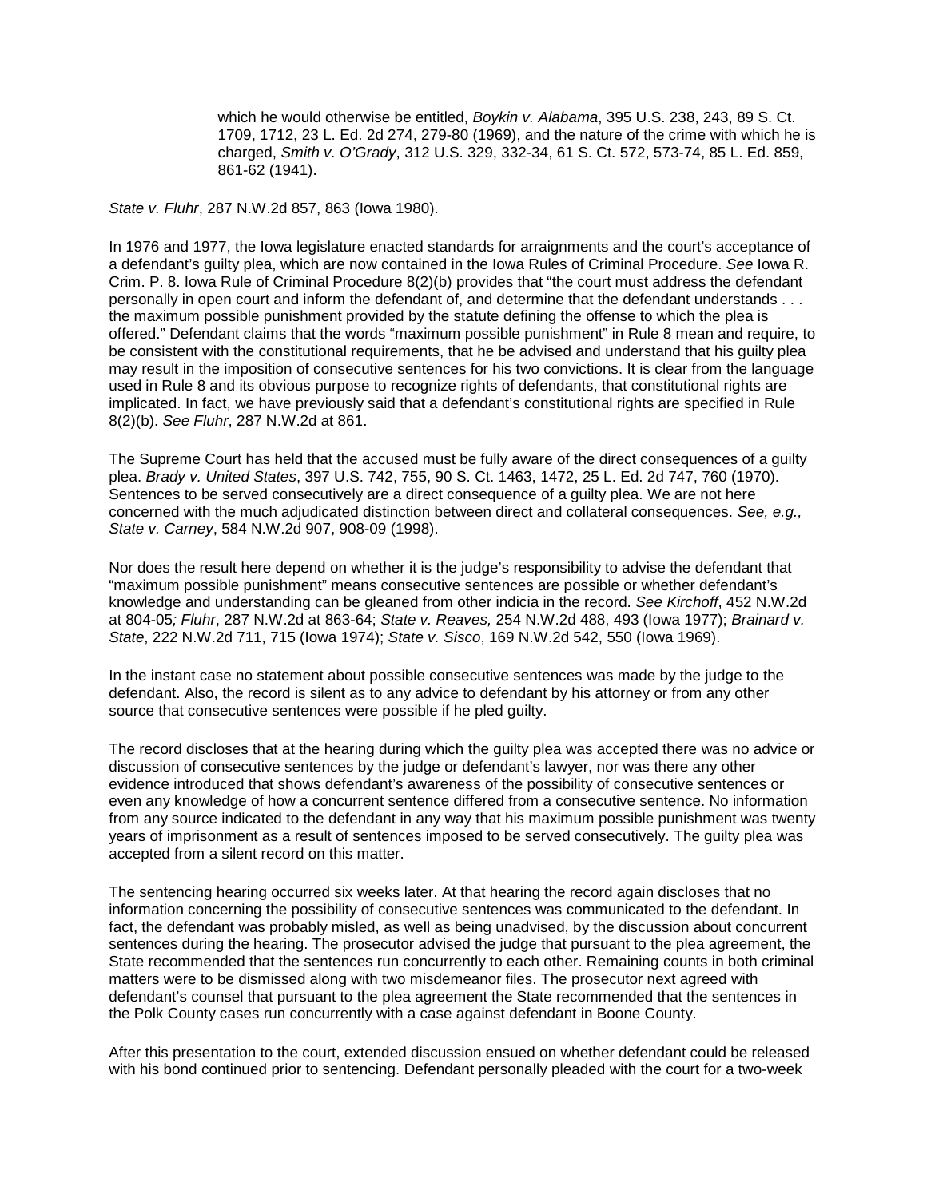> which he would otherwise be entitled, *Boykin v. Alabama*, 395 U.S. 238, 243, 89 S. Ct. 1709, 1712, 23 L. Ed. 2d 274, 279-80 (1969), and the nature of the crime with which he is charged, *Smith v. O'Grady*, 312 U.S. 329, 332-34, 61 S. Ct. 572, 573-74, 85 L. Ed. 859, 861-62 (1941).

*State v. Fluhr*, 287 N.W.2d 857, 863 (Iowa 1980).

In 1976 and 1977, the Iowa legislature enacted standards for arraignments and the court's acceptance of a defendant's guilty plea, which are now contained in the Iowa Rules of Criminal Procedure. *See* Iowa R. Crim. P. 8. Iowa Rule of Criminal Procedure 8(2)(b) provides that "the court must address the defendant personally in open court and inform the defendant of, and determine that the defendant understands . . . the maximum possible punishment provided by the statute defining the offense to which the plea is offered." Defendant claims that the words "maximum possible punishment" in Rule 8 mean and require, to be consistent with the constitutional requirements, that he be advised and understand that his guilty plea may result in the imposition of consecutive sentences for his two convictions. It is clear from the language used in Rule 8 and its obvious purpose to recognize rights of defendants, that constitutional rights are implicated. In fact, we have previously said that a defendant's constitutional rights are specified in Rule 8(2)(b). *See Fluhr*, 287 N.W.2d at 861.

The Supreme Court has held that the accused must be fully aware of the direct consequences of a guilty plea. *Brady v. United States*, 397 U.S. 742, 755, 90 S. Ct. 1463, 1472, 25 L. Ed. 2d 747, 760 (1970). Sentences to be served consecutively are a direct consequence of a guilty plea. We are not here concerned with the much adjudicated distinction between direct and collateral consequences. *See, e.g., State v. Carney*, 584 N.W.2d 907, 908-09 (1998).

Nor does the result here depend on whether it is the judge's responsibility to advise the defendant that "maximum possible punishment" means consecutive sentences are possible or whether defendant's knowledge and understanding can be gleaned from other indicia in the record. *See Kirchoff*, 452 N.W.2d at 804-05*; Fluhr*, 287 N.W.2d at 863-64; *State v. Reaves,* 254 N.W.2d 488, 493 (Iowa 1977); *Brainard v. State*, 222 N.W.2d 711, 715 (Iowa 1974); *State v. Sisco*, 169 N.W.2d 542, 550 (Iowa 1969).

In the instant case no statement about possible consecutive sentences was made by the judge to the defendant. Also, the record is silent as to any advice to defendant by his attorney or from any other source that consecutive sentences were possible if he pled guilty.

The record discloses that at the hearing during which the guilty plea was accepted there was no advice or discussion of consecutive sentences by the judge or defendant's lawyer, nor was there any other evidence introduced that shows defendant's awareness of the possibility of consecutive sentences or even any knowledge of how a concurrent sentence differed from a consecutive sentence. No information from any source indicated to the defendant in any way that his maximum possible punishment was twenty years of imprisonment as a result of sentences imposed to be served consecutively. The guilty plea was accepted from a silent record on this matter.

The sentencing hearing occurred six weeks later. At that hearing the record again discloses that no information concerning the possibility of consecutive sentences was communicated to the defendant. In fact, the defendant was probably misled, as well as being unadvised, by the discussion about concurrent sentences during the hearing. The prosecutor advised the judge that pursuant to the plea agreement, the State recommended that the sentences run concurrently to each other. Remaining counts in both criminal matters were to be dismissed along with two misdemeanor files. The prosecutor next agreed with defendant's counsel that pursuant to the plea agreement the State recommended that the sentences in the Polk County cases run concurrently with a case against defendant in Boone County.

After this presentation to the court, extended discussion ensued on whether defendant could be released with his bond continued prior to sentencing. Defendant personally pleaded with the court for a two-week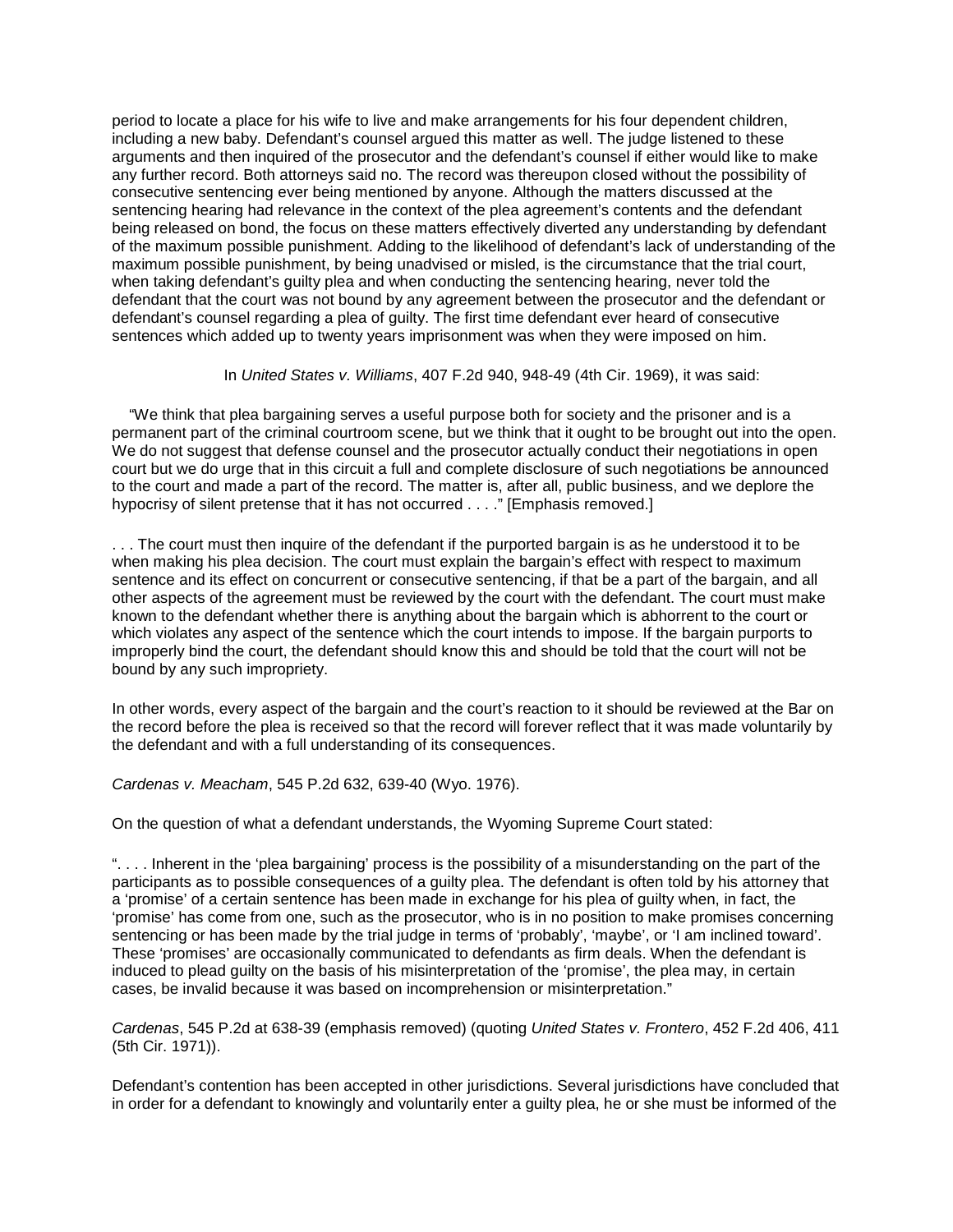period to locate a place for his wife to live and make arrangements for his four dependent children, including a new baby. Defendant's counsel argued this matter as well. The judge listened to these arguments and then inquired of the prosecutor and the defendant's counsel if either would like to make any further record. Both attorneys said no. The record was thereupon closed without the possibility of consecutive sentencing ever being mentioned by anyone. Although the matters discussed at the sentencing hearing had relevance in the context of the plea agreement's contents and the defendant being released on bond, the focus on these matters effectively diverted any understanding by defendant of the maximum possible punishment. Adding to the likelihood of defendant's lack of understanding of the maximum possible punishment, by being unadvised or misled, is the circumstance that the trial court, when taking defendant's guilty plea and when conducting the sentencing hearing, never told the defendant that the court was not bound by any agreement between the prosecutor and the defendant or defendant's counsel regarding a plea of guilty. The first time defendant ever heard of consecutive sentences which added up to twenty years imprisonment was when they were imposed on him.

In *United States v. Williams*, 407 F.2d 940, 948-49 (4th Cir. 1969), it was said:

"We think that plea bargaining serves a useful purpose both for society and the prisoner and is a permanent part of the criminal courtroom scene, but we think that it ought to be brought out into the open. We do not suggest that defense counsel and the prosecutor actually conduct their negotiations in open court but we do urge that in this circuit a full and complete disclosure of such negotiations be announced to the court and made a part of the record. The matter is, after all, public business, and we deplore the hypocrisy of silent pretense that it has not occurred . . . ." [Emphasis removed.]

. . . The court must then inquire of the defendant if the purported bargain is as he understood it to be when making his plea decision. The court must explain the bargain's effect with respect to maximum sentence and its effect on concurrent or consecutive sentencing, if that be a part of the bargain, and all other aspects of the agreement must be reviewed by the court with the defendant. The court must make known to the defendant whether there is anything about the bargain which is abhorrent to the court or which violates any aspect of the sentence which the court intends to impose. If the bargain purports to improperly bind the court, the defendant should know this and should be told that the court will not be bound by any such impropriety.

In other words, every aspect of the bargain and the court's reaction to it should be reviewed at the Bar on the record before the plea is received so that the record will forever reflect that it was made voluntarily by the defendant and with a full understanding of its consequences.

*Cardenas v. Meacham*, 545 P.2d 632, 639-40 (Wyo. 1976).

On the question of what a defendant understands, the Wyoming Supreme Court stated:

". . . . Inherent in the 'plea bargaining' process is the possibility of a misunderstanding on the part of the participants as to possible consequences of a guilty plea. The defendant is often told by his attorney that a 'promise' of a certain sentence has been made in exchange for his plea of guilty when, in fact, the 'promise' has come from one, such as the prosecutor, who is in no position to make promises concerning sentencing or has been made by the trial judge in terms of 'probably', 'maybe', or 'I am inclined toward'. These 'promises' are occasionally communicated to defendants as firm deals. When the defendant is induced to plead guilty on the basis of his misinterpretation of the 'promise', the plea may, in certain cases, be invalid because it was based on incomprehension or misinterpretation."

*Cardenas*, 545 P.2d at 638-39 (emphasis removed) (quoting *United States v. Frontero*, 452 F.2d 406, 411 (5th Cir. 1971)).

Defendant's contention has been accepted in other jurisdictions. Several jurisdictions have concluded that in order for a defendant to knowingly and voluntarily enter a guilty plea, he or she must be informed of the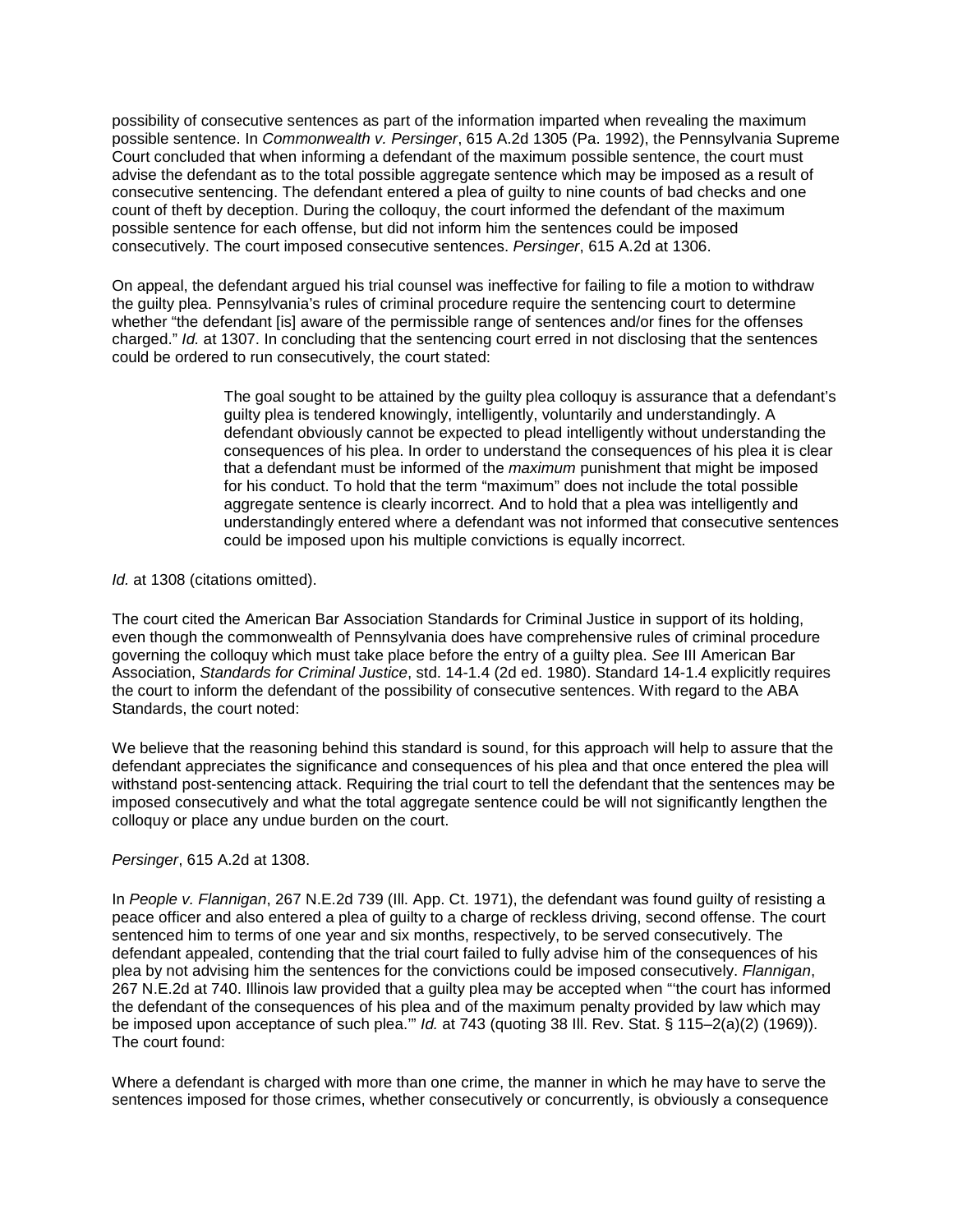possibility of consecutive sentences as part of the information imparted when revealing the maximum possible sentence. In *Commonwealth v. Persinger*, 615 A.2d 1305 (Pa. 1992), the Pennsylvania Supreme Court concluded that when informing a defendant of the maximum possible sentence, the court must advise the defendant as to the total possible aggregate sentence which may be imposed as a result of consecutive sentencing. The defendant entered a plea of guilty to nine counts of bad checks and one count of theft by deception. During the colloquy, the court informed the defendant of the maximum possible sentence for each offense, but did not inform him the sentences could be imposed consecutively. The court imposed consecutive sentences. *Persinger*, 615 A.2d at 1306.

On appeal, the defendant argued his trial counsel was ineffective for failing to file a motion to withdraw the guilty plea. Pennsylvania's rules of criminal procedure require the sentencing court to determine whether "the defendant [is] aware of the permissible range of sentences and/or fines for the offenses charged." *Id.* at 1307. In concluding that the sentencing court erred in not disclosing that the sentences could be ordered to run consecutively, the court stated:

> The goal sought to be attained by the guilty plea colloquy is assurance that a defendant's guilty plea is tendered knowingly, intelligently, voluntarily and understandingly. A defendant obviously cannot be expected to plead intelligently without understanding the consequences of his plea. In order to understand the consequences of his plea it is clear that a defendant must be informed of the *maximum* punishment that might be imposed for his conduct. To hold that the term "maximum" does not include the total possible aggregate sentence is clearly incorrect. And to hold that a plea was intelligently and understandingly entered where a defendant was not informed that consecutive sentences could be imposed upon his multiple convictions is equally incorrect.

*Id.* at 1308 (citations omitted).

The court cited the American Bar Association Standards for Criminal Justice in support of its holding, even though the commonwealth of Pennsylvania does have comprehensive rules of criminal procedure governing the colloquy which must take place before the entry of a guilty plea. *See* III American Bar Association, *Standards for Criminal Justice*, std. 14-1.4 (2d ed. 1980). Standard 14-1.4 explicitly requires the court to inform the defendant of the possibility of consecutive sentences. With regard to the ABA Standards, the court noted:

We believe that the reasoning behind this standard is sound, for this approach will help to assure that the defendant appreciates the significance and consequences of his plea and that once entered the plea will withstand post-sentencing attack. Requiring the trial court to tell the defendant that the sentences may be imposed consecutively and what the total aggregate sentence could be will not significantly lengthen the colloquy or place any undue burden on the court.

*Persinger*, 615 A.2d at 1308.

In *People v. Flannigan*, 267 N.E.2d 739 (Ill. App. Ct. 1971), the defendant was found guilty of resisting a peace officer and also entered a plea of guilty to a charge of reckless driving, second offense. The court sentenced him to terms of one year and six months, respectively, to be served consecutively. The defendant appealed, contending that the trial court failed to fully advise him of the consequences of his plea by not advising him the sentences for the convictions could be imposed consecutively. *Flannigan*, 267 N.E.2d at 740. Illinois law provided that a guilty plea may be accepted when "'the court has informed the defendant of the consequences of his plea and of the maximum penalty provided by law which may be imposed upon acceptance of such plea.'" *Id.* at 743 (quoting 38 Ill. Rev. Stat. § 115–2(a)(2) (1969)). The court found:

Where a defendant is charged with more than one crime, the manner in which he may have to serve the sentences imposed for those crimes, whether consecutively or concurrently, is obviously a consequence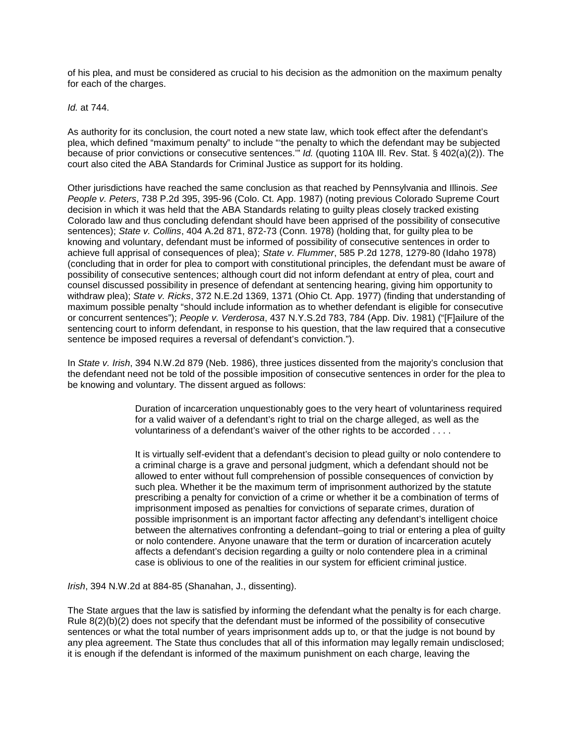of his plea, and must be considered as crucial to his decision as the admonition on the maximum penalty for each of the charges.

*Id.* at 744.

As authority for its conclusion, the court noted a new state law, which took effect after the defendant's plea, which defined "maximum penalty" to include "'the penalty to which the defendant may be subjected because of prior convictions or consecutive sentences.'" *Id.* (quoting 110A Ill. Rev. Stat. § 402(a)(2)). The court also cited the ABA Standards for Criminal Justice as support for its holding.

Other jurisdictions have reached the same conclusion as that reached by Pennsylvania and Illinois. *See People v. Peters*, 738 P.2d 395, 395-96 (Colo. Ct. App. 1987) (noting previous Colorado Supreme Court decision in which it was held that the ABA Standards relating to guilty pleas closely tracked existing Colorado law and thus concluding defendant should have been apprised of the possibility of consecutive sentences); *State v. Collins*, 404 A.2d 871, 872-73 (Conn. 1978) (holding that, for guilty plea to be knowing and voluntary, defendant must be informed of possibility of consecutive sentences in order to achieve full apprisal of consequences of plea); *State v. Flummer*, 585 P.2d 1278, 1279-80 (Idaho 1978) (concluding that in order for plea to comport with constitutional principles, the defendant must be aware of possibility of consecutive sentences; although court did not inform defendant at entry of plea, court and counsel discussed possibility in presence of defendant at sentencing hearing, giving him opportunity to withdraw plea); *State v. Ricks*, 372 N.E.2d 1369, 1371 (Ohio Ct. App. 1977) (finding that understanding of maximum possible penalty "should include information as to whether defendant is eligible for consecutive or concurrent sentences"); *People v. Verderosa*, 437 N.Y.S.2d 783, 784 (App. Div. 1981) ("[F]ailure of the sentencing court to inform defendant, in response to his question, that the law required that a consecutive sentence be imposed requires a reversal of defendant's conviction.").

In *State v. Irish*, 394 N.W.2d 879 (Neb. 1986), three justices dissented from the majority's conclusion that the defendant need not be told of the possible imposition of consecutive sentences in order for the plea to be knowing and voluntary. The dissent argued as follows:

> Duration of incarceration unquestionably goes to the very heart of voluntariness required for a valid waiver of a defendant's right to trial on the charge alleged, as well as the voluntariness of a defendant's waiver of the other rights to be accorded . . . .
>
> It is virtually self-evident that a defendant's decision to plead guilty or nolo contendere to a criminal charge is a grave and personal judgment, which a defendant should not be allowed to enter without full comprehension of possible consequences of conviction by such plea. Whether it be the maximum term of imprisonment authorized by the statute prescribing a penalty for conviction of a crime or whether it be a combination of terms of imprisonment imposed as penalties for convictions of separate crimes, duration of possible imprisonment is an important factor affecting any defendant's intelligent choice between the alternatives confronting a defendant–going to trial or entering a plea of guilty or nolo contendere. Anyone unaware that the term or duration of incarceration acutely affects a defendant's decision regarding a guilty or nolo contendere plea in a criminal case is oblivious to one of the realities in our system for efficient criminal justice.

*Irish*, 394 N.W.2d at 884-85 (Shanahan, J., dissenting).

The State argues that the law is satisfied by informing the defendant what the penalty is for each charge. Rule 8(2)(b)(2) does not specify that the defendant must be informed of the possibility of consecutive sentences or what the total number of years imprisonment adds up to, or that the judge is not bound by any plea agreement. The State thus concludes that all of this information may legally remain undisclosed; it is enough if the defendant is informed of the maximum punishment on each charge, leaving the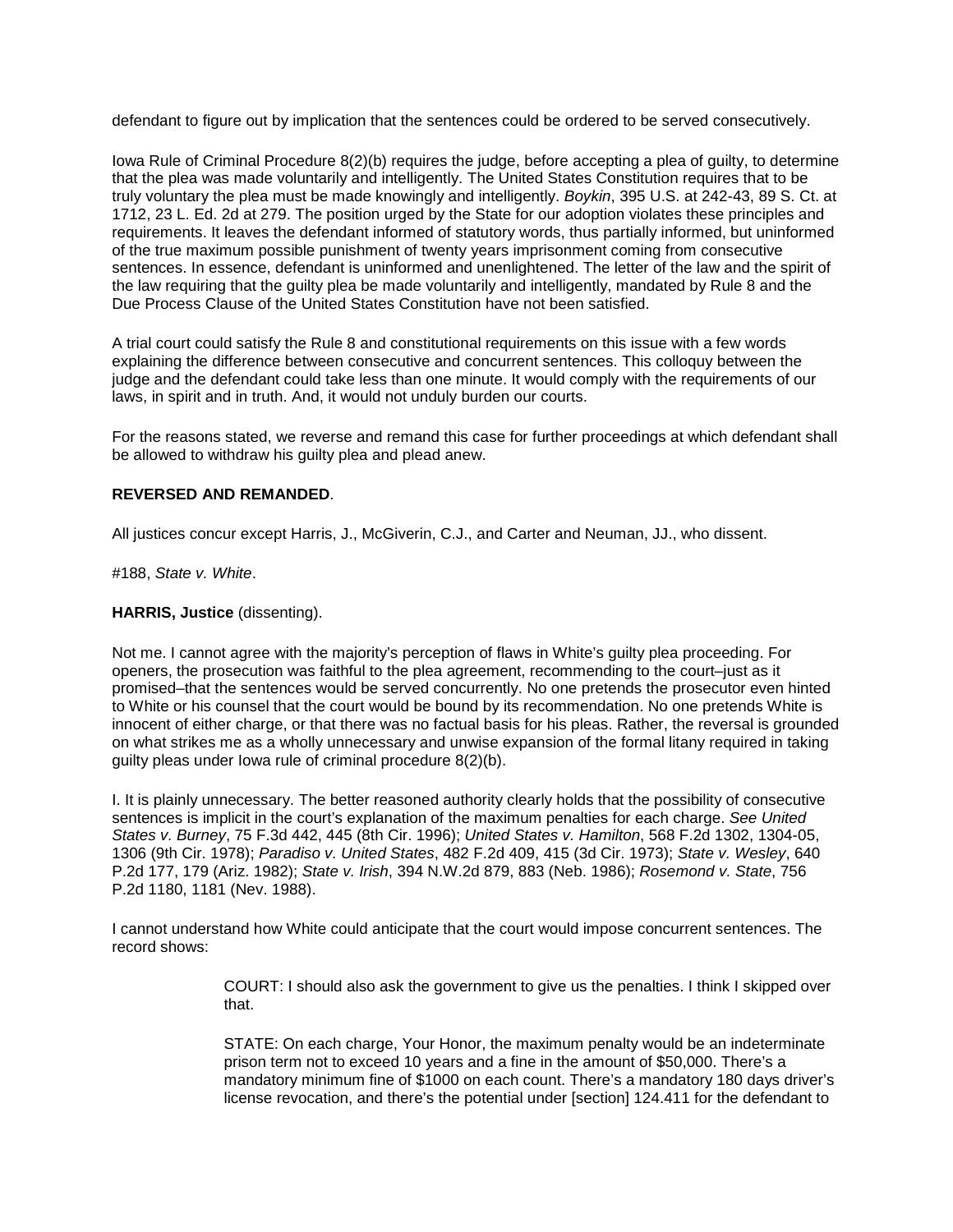defendant to figure out by implication that the sentences could be ordered to be served consecutively.

Iowa Rule of Criminal Procedure 8(2)(b) requires the judge, before accepting a plea of guilty, to determine that the plea was made voluntarily and intelligently. The United States Constitution requires that to be truly voluntary the plea must be made knowingly and intelligently. *Boykin*, 395 U.S. at 242-43, 89 S. Ct. at 1712, 23 L. Ed. 2d at 279. The position urged by the State for our adoption violates these principles and requirements. It leaves the defendant informed of statutory words, thus partially informed, but uninformed of the true maximum possible punishment of twenty years imprisonment coming from consecutive sentences. In essence, defendant is uninformed and unenlightened. The letter of the law and the spirit of the law requiring that the guilty plea be made voluntarily and intelligently, mandated by Rule 8 and the Due Process Clause of the United States Constitution have not been satisfied.

A trial court could satisfy the Rule 8 and constitutional requirements on this issue with a few words explaining the difference between consecutive and concurrent sentences. This colloquy between the judge and the defendant could take less than one minute. It would comply with the requirements of our laws, in spirit and in truth. And, it would not unduly burden our courts.

For the reasons stated, we reverse and remand this case for further proceedings at which defendant shall be allowed to withdraw his guilty plea and plead anew.

**REVERSED AND REMANDED**.

All justices concur except Harris, J., McGiverin, C.J., and Carter and Neuman, JJ., who dissent.

#188, *State v. White*.

**HARRIS, Justice** (dissenting).

Not me. I cannot agree with the majority's perception of flaws in White's guilty plea proceeding. For openers, the prosecution was faithful to the plea agreement, recommending to the court–just as it promised–that the sentences would be served concurrently. No one pretends the prosecutor even hinted to White or his counsel that the court would be bound by its recommendation. No one pretends White is innocent of either charge, or that there was no factual basis for his pleas. Rather, the reversal is grounded on what strikes me as a wholly unnecessary and unwise expansion of the formal litany required in taking guilty pleas under Iowa rule of criminal procedure 8(2)(b).

I. It is plainly unnecessary. The better reasoned authority clearly holds that the possibility of consecutive sentences is implicit in the court's explanation of the maximum penalties for each charge. *See United States v. Burney*, 75 F.3d 442, 445 (8th Cir. 1996); *United States v. Hamilton*, 568 F.2d 1302, 1304-05, 1306 (9th Cir. 1978); *Paradiso v. United States*, 482 F.2d 409, 415 (3d Cir. 1973); *State v. Wesley*, 640 P.2d 177, 179 (Ariz. 1982); *State v. Irish*, 394 N.W.2d 879, 883 (Neb. 1986); *Rosemond v. State*, 756 P.2d 1180, 1181 (Nev. 1988).

I cannot understand how White could anticipate that the court would impose concurrent sentences. The record shows:

> COURT: I should also ask the government to give us the penalties. I think I skipped over that.
>
> STATE: On each charge, Your Honor, the maximum penalty would be an indeterminate prison term not to exceed 10 years and a fine in the amount of $50,000. There's a mandatory minimum fine of $1000 on each count. There's a mandatory 180 days driver's license revocation, and there's the potential under [section] 124.411 for the defendant to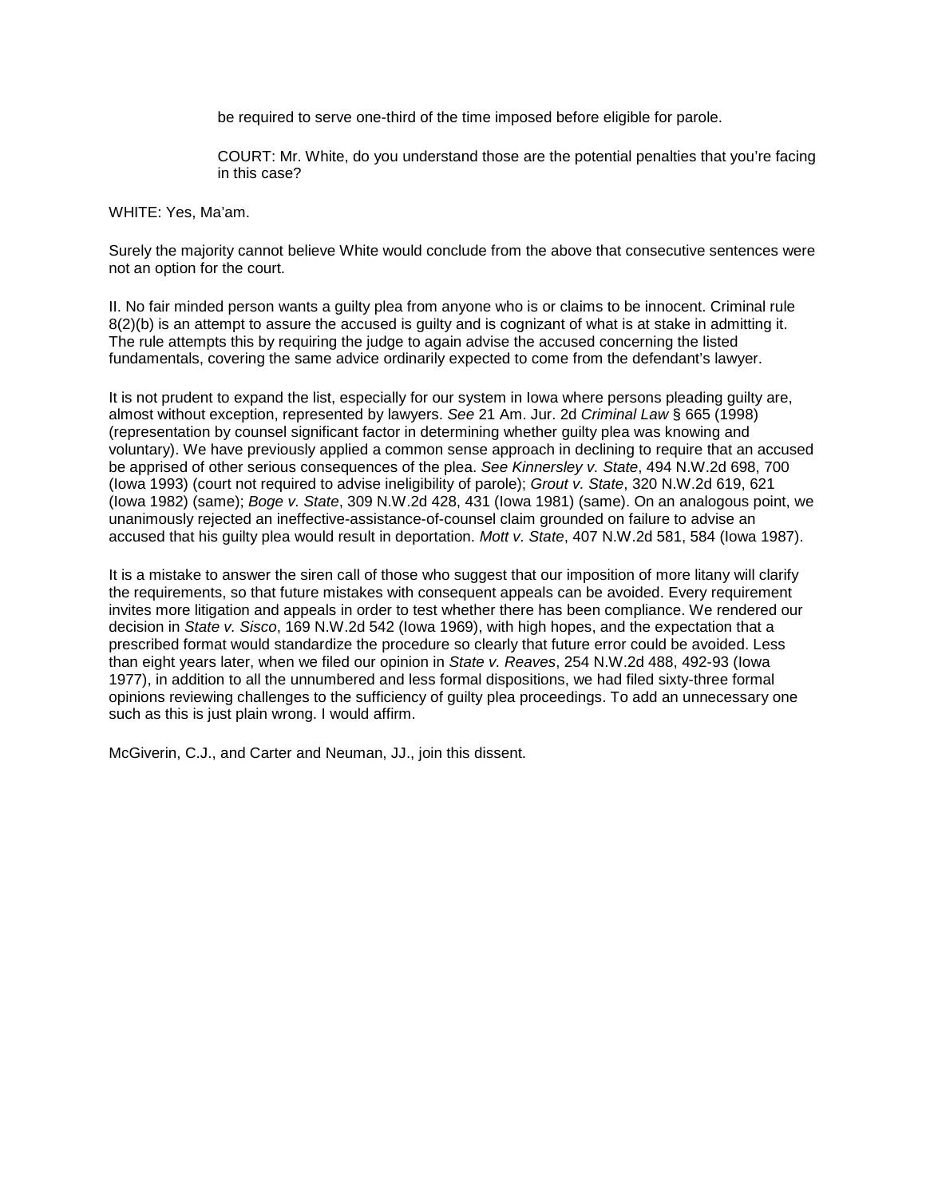> be required to serve one-third of the time imposed before eligible for parole.
>
> COURT: Mr. White, do you understand those are the potential penalties that you're facing in this case?

WHITE: Yes, Ma'am.

Surely the majority cannot believe White would conclude from the above that consecutive sentences were not an option for the court.

II. No fair minded person wants a guilty plea from anyone who is or claims to be innocent. Criminal rule 8(2)(b) is an attempt to assure the accused is guilty and is cognizant of what is at stake in admitting it. The rule attempts this by requiring the judge to again advise the accused concerning the listed fundamentals, covering the same advice ordinarily expected to come from the defendant's lawyer.

It is not prudent to expand the list, especially for our system in Iowa where persons pleading guilty are, almost without exception, represented by lawyers. *See* 21 Am. Jur. 2d *Criminal Law* § 665 (1998) (representation by counsel significant factor in determining whether guilty plea was knowing and voluntary). We have previously applied a common sense approach in declining to require that an accused be apprised of other serious consequences of the plea. *See Kinnersley v. State*, 494 N.W.2d 698, 700 (Iowa 1993) (court not required to advise ineligibility of parole); *Grout v. State*, 320 N.W.2d 619, 621 (Iowa 1982) (same); *Boge v. State*, 309 N.W.2d 428, 431 (Iowa 1981) (same). On an analogous point, we unanimously rejected an ineffective-assistance-of-counsel claim grounded on failure to advise an accused that his guilty plea would result in deportation. *Mott v. State*, 407 N.W.2d 581, 584 (Iowa 1987).

It is a mistake to answer the siren call of those who suggest that our imposition of more litany will clarify the requirements, so that future mistakes with consequent appeals can be avoided. Every requirement invites more litigation and appeals in order to test whether there has been compliance. We rendered our decision in *State v. Sisco*, 169 N.W.2d 542 (Iowa 1969), with high hopes, and the expectation that a prescribed format would standardize the procedure so clearly that future error could be avoided. Less than eight years later, when we filed our opinion in *State v. Reaves*, 254 N.W.2d 488, 492-93 (Iowa 1977), in addition to all the unnumbered and less formal dispositions, we had filed sixty-three formal opinions reviewing challenges to the sufficiency of guilty plea proceedings. To add an unnecessary one such as this is just plain wrong. I would affirm.

McGiverin, C.J., and Carter and Neuman, JJ., join this dissent.